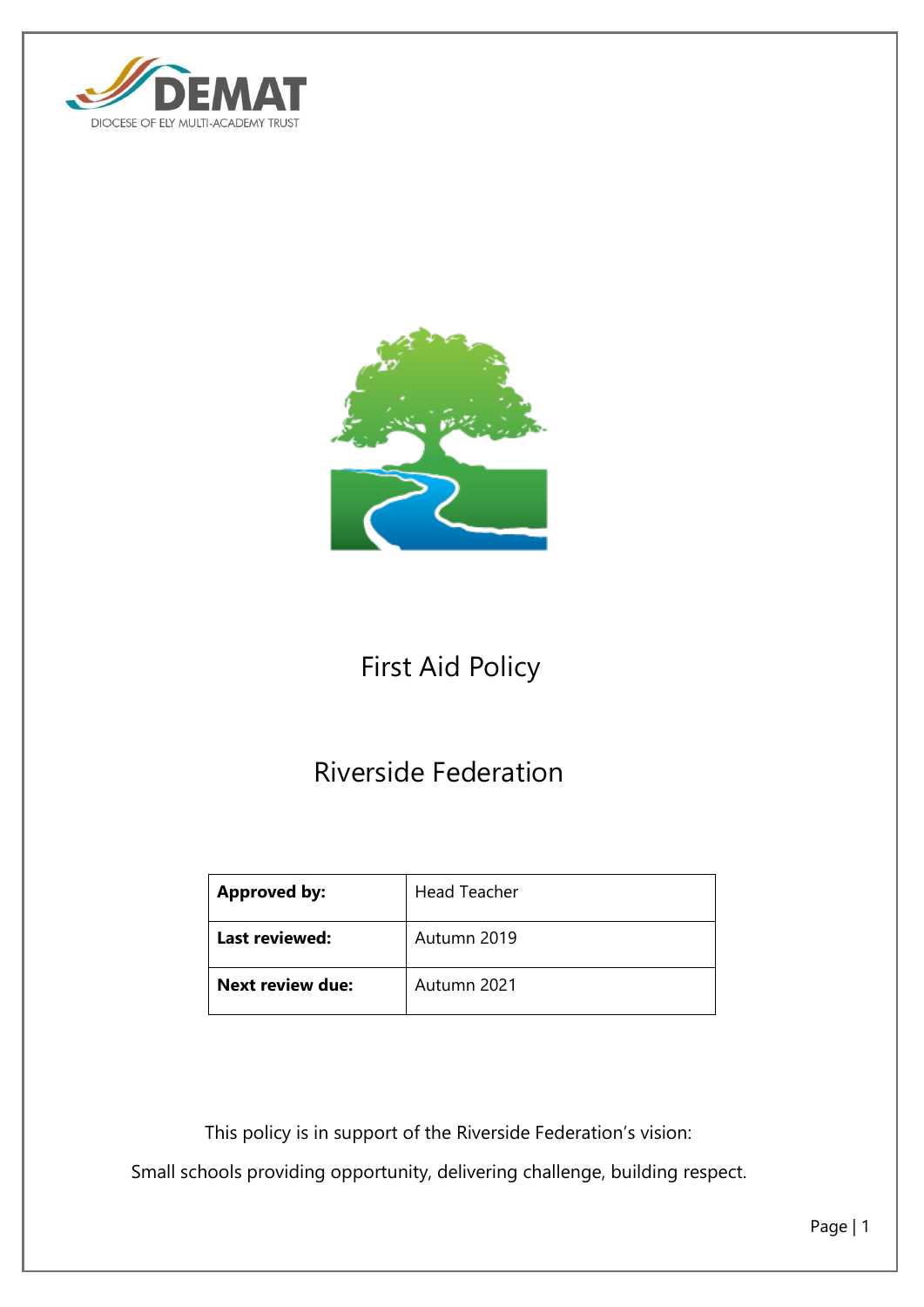DEMAT

DIOCESE OF ELY MULTI-ACADEMY TRUST

# First Aid Policy

## Riverside Federation

| **Approved by:** | Head Teacher |
|---|---|
| **Last reviewed:** | Autumn 2019 |
| **Next review due:** | Autumn 2021 |

This policy is in support of the Riverside Federation's vision:

Small schools providing opportunity, delivering challenge, building respect.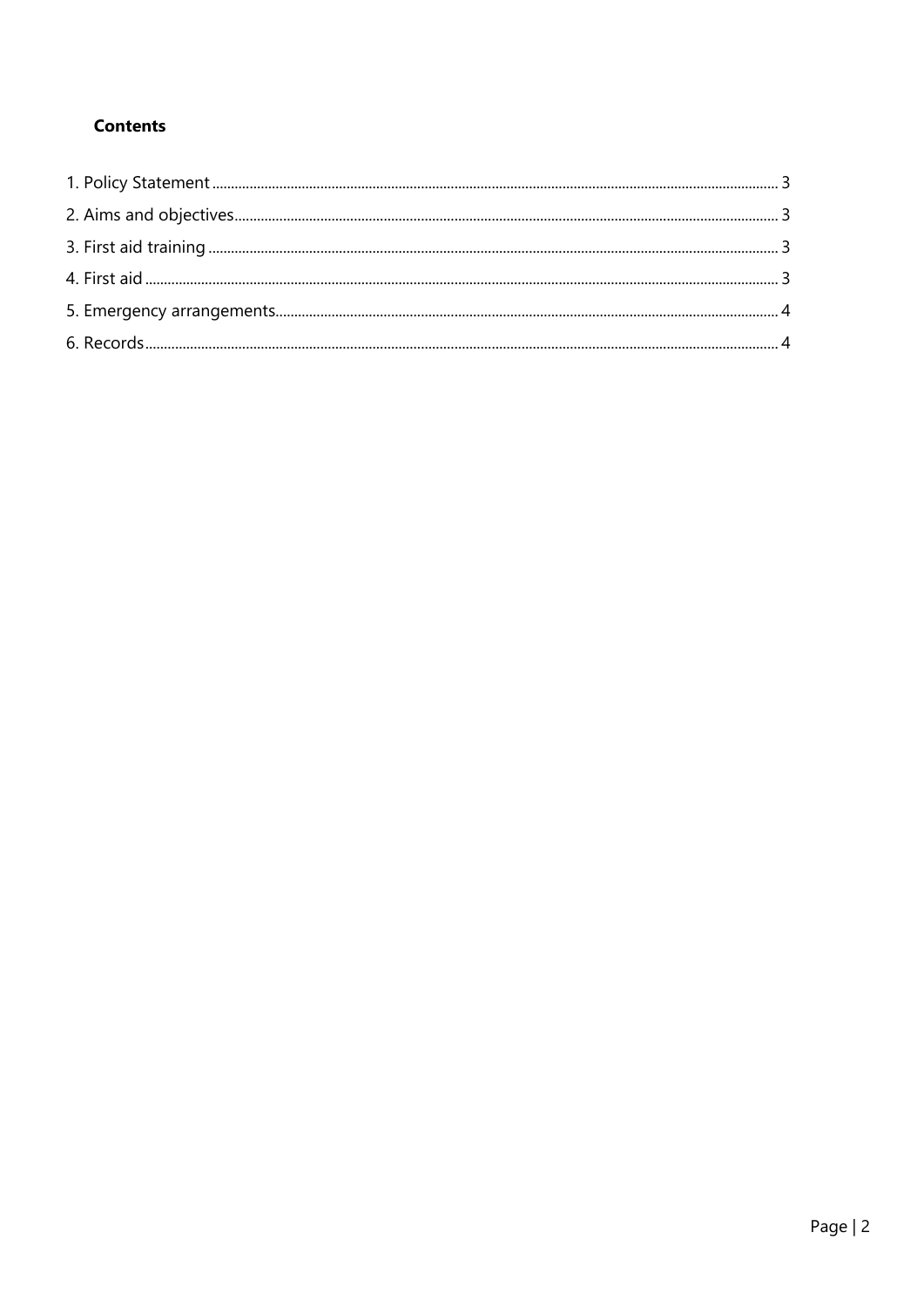**Contents**

1. Policy Statement ........................................................ 3
2. Aims and objectives ........................................................ 3
3. First aid training ........................................................ 3
4. First aid ........................................................ 3
5. Emergency arrangements ........................................................ 4
6. Records ........................................................ 4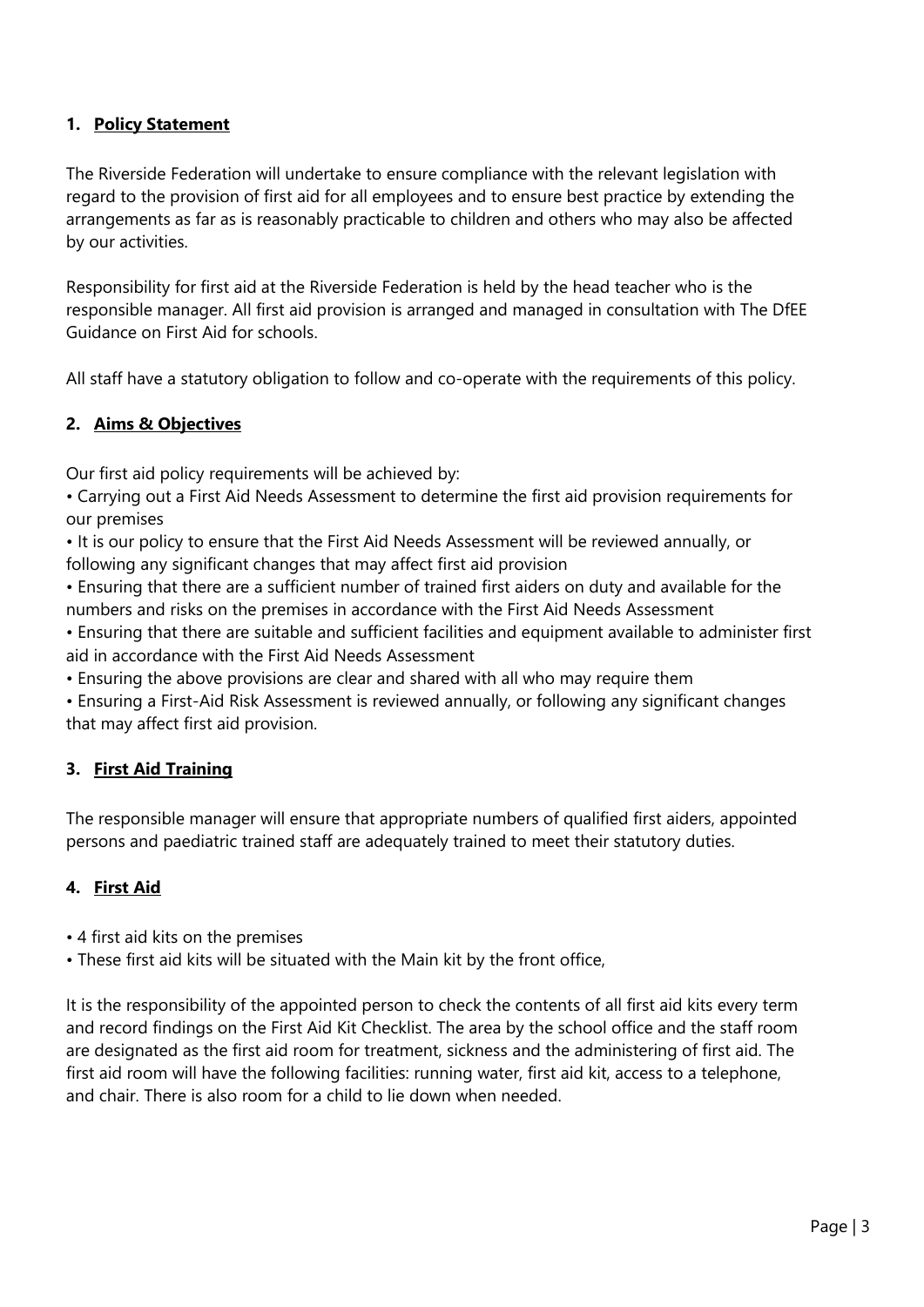## 1. Policy Statement

The Riverside Federation will undertake to ensure compliance with the relevant legislation with regard to the provision of first aid for all employees and to ensure best practice by extending the arrangements as far as is reasonably practicable to children and others who may also be affected by our activities.

Responsibility for first aid at the Riverside Federation is held by the head teacher who is the responsible manager. All first aid provision is arranged and managed in consultation with The DfEE Guidance on First Aid for schools.

All staff have a statutory obligation to follow and co-operate with the requirements of this policy.

## 2. Aims & Objectives

Our first aid policy requirements will be achieved by:

- Carrying out a First Aid Needs Assessment to determine the first aid provision requirements for our premises
- It is our policy to ensure that the First Aid Needs Assessment will be reviewed annually, or following any significant changes that may affect first aid provision
- Ensuring that there are a sufficient number of trained first aiders on duty and available for the numbers and risks on the premises in accordance with the First Aid Needs Assessment
- Ensuring that there are suitable and sufficient facilities and equipment available to administer first aid in accordance with the First Aid Needs Assessment
- Ensuring the above provisions are clear and shared with all who may require them
- Ensuring a First-Aid Risk Assessment is reviewed annually, or following any significant changes that may affect first aid provision.

## 3. First Aid Training

The responsible manager will ensure that appropriate numbers of qualified first aiders, appointed persons and paediatric trained staff are adequately trained to meet their statutory duties.

## 4. First Aid

- 4 first aid kits on the premises
- These first aid kits will be situated with the Main kit by the front office,

It is the responsibility of the appointed person to check the contents of all first aid kits every term and record findings on the First Aid Kit Checklist. The area by the school office and the staff room are designated as the first aid room for treatment, sickness and the administering of first aid. The first aid room will have the following facilities: running water, first aid kit, access to a telephone, and chair. There is also room for a child to lie down when needed.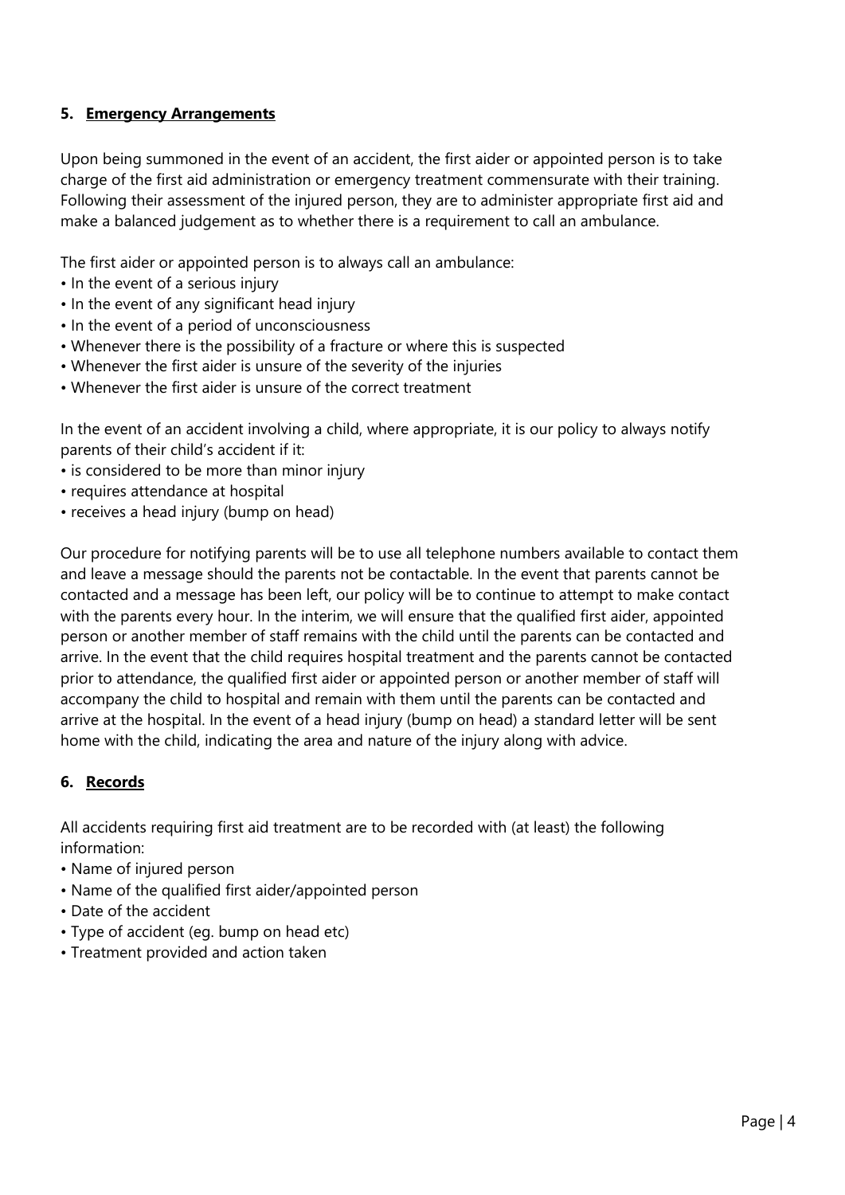## 5. Emergency Arrangements

Upon being summoned in the event of an accident, the first aider or appointed person is to take charge of the first aid administration or emergency treatment commensurate with their training. Following their assessment of the injured person, they are to administer appropriate first aid and make a balanced judgement as to whether there is a requirement to call an ambulance.

The first aider or appointed person is to always call an ambulance:

- In the event of a serious injury
- In the event of any significant head injury
- In the event of a period of unconsciousness
- Whenever there is the possibility of a fracture or where this is suspected
- Whenever the first aider is unsure of the severity of the injuries
- Whenever the first aider is unsure of the correct treatment

In the event of an accident involving a child, where appropriate, it is our policy to always notify parents of their child's accident if it:

- is considered to be more than minor injury
- requires attendance at hospital
- receives a head injury (bump on head)

Our procedure for notifying parents will be to use all telephone numbers available to contact them and leave a message should the parents not be contactable. In the event that parents cannot be contacted and a message has been left, our policy will be to continue to attempt to make contact with the parents every hour. In the interim, we will ensure that the qualified first aider, appointed person or another member of staff remains with the child until the parents can be contacted and arrive. In the event that the child requires hospital treatment and the parents cannot be contacted prior to attendance, the qualified first aider or appointed person or another member of staff will accompany the child to hospital and remain with them until the parents can be contacted and arrive at the hospital. In the event of a head injury (bump on head) a standard letter will be sent home with the child, indicating the area and nature of the injury along with advice.

## 6. Records

All accidents requiring first aid treatment are to be recorded with (at least) the following information:

- Name of injured person
- Name of the qualified first aider/appointed person
- Date of the accident
- Type of accident (eg. bump on head etc)
- Treatment provided and action taken